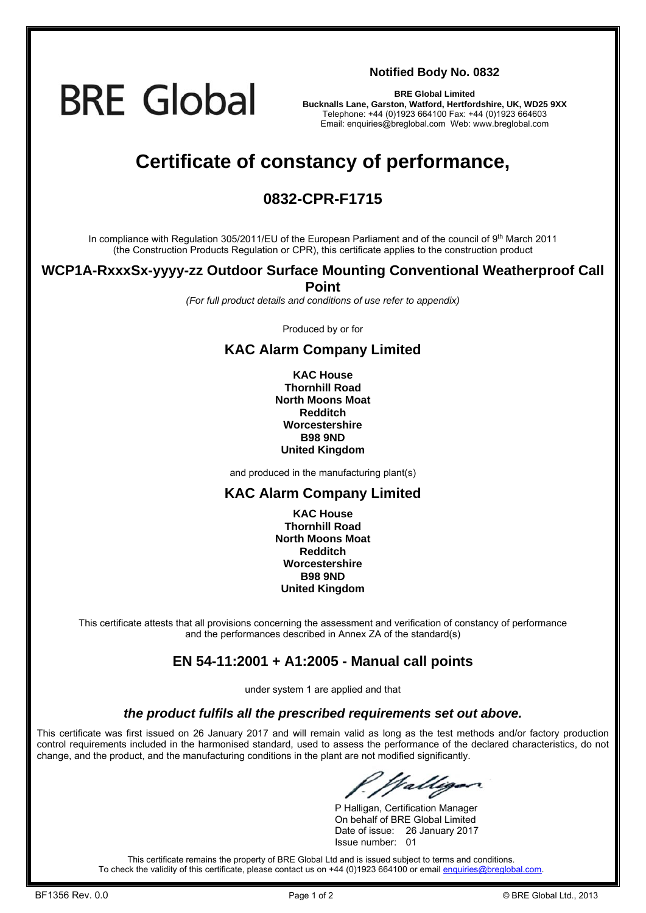BRE Global

**Notified Body No. 0832**

**BRE Global Limited**
**Bucknalls Lane, Garston, Watford, Hertfordshire, UK, WD25 9XX**
Telephone: +44 (0)1923 664100 Fax: +44 (0)1923 664603
Email: enquiries@breglobal.com Web: www.breglobal.com

# Certificate of constancy of performance,

## 0832-CPR-F1715

In compliance with Regulation 305/2011/EU of the European Parliament and of the council of 9th March 2011 (the Construction Products Regulation or CPR), this certificate applies to the construction product

## WCP1A-RxxxSx-yyyy-zz Outdoor Surface Mounting Conventional Weatherproof Call Point

*(For full product details and conditions of use refer to appendix)*

Produced by or for

## KAC Alarm Company Limited

**KAC House**
**Thornhill Road**
**North Moons Moat**
**Redditch**
**Worcestershire**
**B98 9ND**
**United Kingdom**

and produced in the manufacturing plant(s)

## KAC Alarm Company Limited

**KAC House**
**Thornhill Road**
**North Moons Moat**
**Redditch**
**Worcestershire**
**B98 9ND**
**United Kingdom**

This certificate attests that all provisions concerning the assessment and verification of constancy of performance and the performances described in Annex ZA of the standard(s)

## EN 54-11:2001 + A1:2005 - Manual call points

under system 1 are applied and that

***the product fulfils all the prescribed requirements set out above.***

This certificate was first issued on 26 January 2017 and will remain valid as long as the test methods and/or factory production control requirements included in the harmonised standard, used to assess the performance of the declared characteristics, do not change, and the product, and the manufacturing conditions in the plant are not modified significantly.

P Halligan, Certification Manager
On behalf of BRE Global Limited
Date of issue: 26 January 2017
Issue number: 01

This certificate remains the property of BRE Global Ltd and is issued subject to terms and conditions.
To check the validity of this certificate, please contact us on +44 (0)1923 664100 or email enquiries@breglobal.com.

BF1356 Rev. 0.0

© BRE Global Ltd., 2013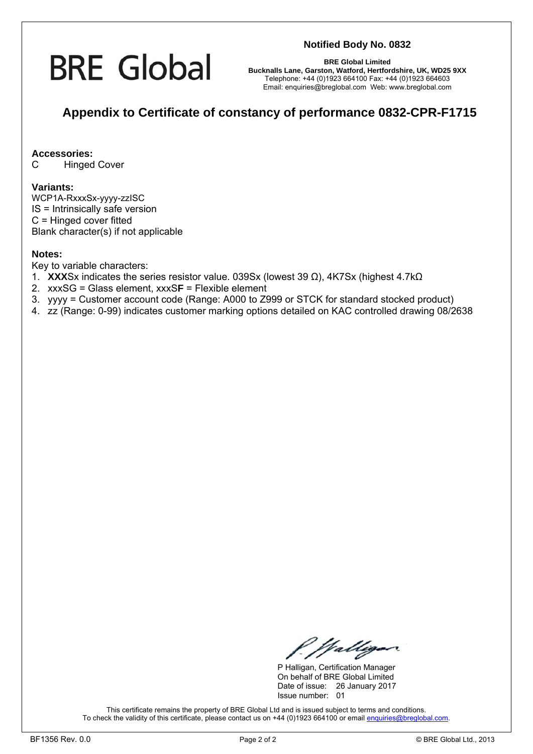**BRE Global**

**Notified Body No. 0832**

**BRE Global Limited**
**Bucknalls Lane, Garston, Watford, Hertfordshire, UK, WD25 9XX**
Telephone: +44 (0)1923 664100 Fax: +44 (0)1923 664603
Email: enquiries@breglobal.com Web: www.breglobal.com

# Appendix to Certificate of constancy of performance 0832-CPR-F1715

**Accessories:**
C Hinged Cover

**Variants:**
WCP1A-RxxxSx-yyyy-zzISC
IS = Intrinsically safe version
C = Hinged cover fitted
Blank character(s) if not applicable

**Notes:**
Key to variable characters:

1. **XXX**Sx indicates the series resistor value. 039Sx (lowest 39 Ω), 4K7Sx (highest 4.7kΩ
2. xxxSG = Glass element, xxxS**F** = Flexible element
3. yyyy = Customer account code (Range: A000 to Z999 or STCK for standard stocked product)
4. zz (Range: 0-99) indicates customer marking options detailed on KAC controlled drawing 08/2638

P Halligan, Certification Manager
On behalf of BRE Global Limited
Date of issue: 26 January 2017
Issue number: 01

This certificate remains the property of BRE Global Ltd and is issued subject to terms and conditions.
To check the validity of this certificate, please contact us on +44 (0)1923 664100 or email enquiries@breglobal.com.

BF1356 Rev. 0.0 © BRE Global Ltd., 2013